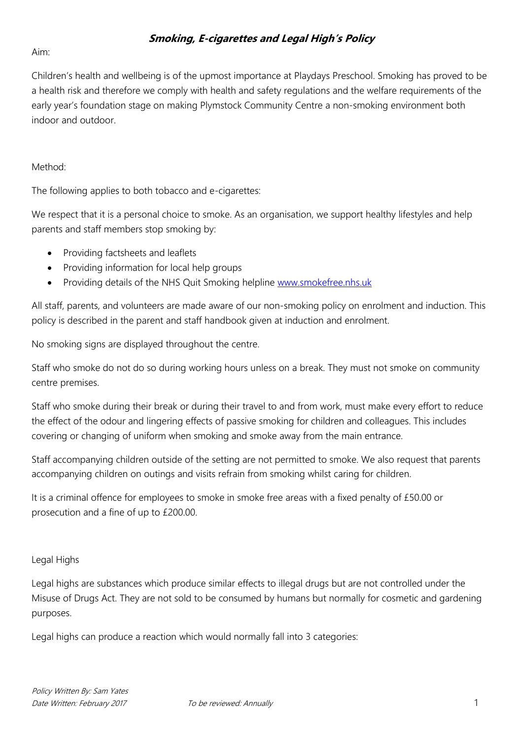# ***Smoking, E-cigarettes and Legal High's Policy***

Aim:

Children's health and wellbeing is of the upmost importance at Playdays Preschool. Smoking has proved to be a health risk and therefore we comply with health and safety regulations and the welfare requirements of the early year's foundation stage on making Plymstock Community Centre a non-smoking environment both indoor and outdoor.

Method:

The following applies to both tobacco and e-cigarettes:

We respect that it is a personal choice to smoke. As an organisation, we support healthy lifestyles and help parents and staff members stop smoking by:

- Providing factsheets and leaflets
- Providing information for local help groups
- Providing details of the NHS Quit Smoking helpline [www.smokefree.nhs.uk](http://www.smokefree.nhs.uk)

All staff, parents, and volunteers are made aware of our non-smoking policy on enrolment and induction. This policy is described in the parent and staff handbook given at induction and enrolment.

No smoking signs are displayed throughout the centre.

Staff who smoke do not do so during working hours unless on a break. They must not smoke on community centre premises.

Staff who smoke during their break or during their travel to and from work, must make every effort to reduce the effect of the odour and lingering effects of passive smoking for children and colleagues. This includes covering or changing of uniform when smoking and smoke away from the main entrance.

Staff accompanying children outside of the setting are not permitted to smoke. We also request that parents accompanying children on outings and visits refrain from smoking whilst caring for children.

It is a criminal offence for employees to smoke in smoke free areas with a fixed penalty of £50.00 or prosecution and a fine of up to £200.00.

Legal Highs

Legal highs are substances which produce similar effects to illegal drugs but are not controlled under the Misuse of Drugs Act. They are not sold to be consumed by humans but normally for cosmetic and gardening purposes.

Legal highs can produce a reaction which would normally fall into 3 categories:

*Policy Written By: Sam Yates*
*Date Written: February 2017* *To be reviewed: Annually*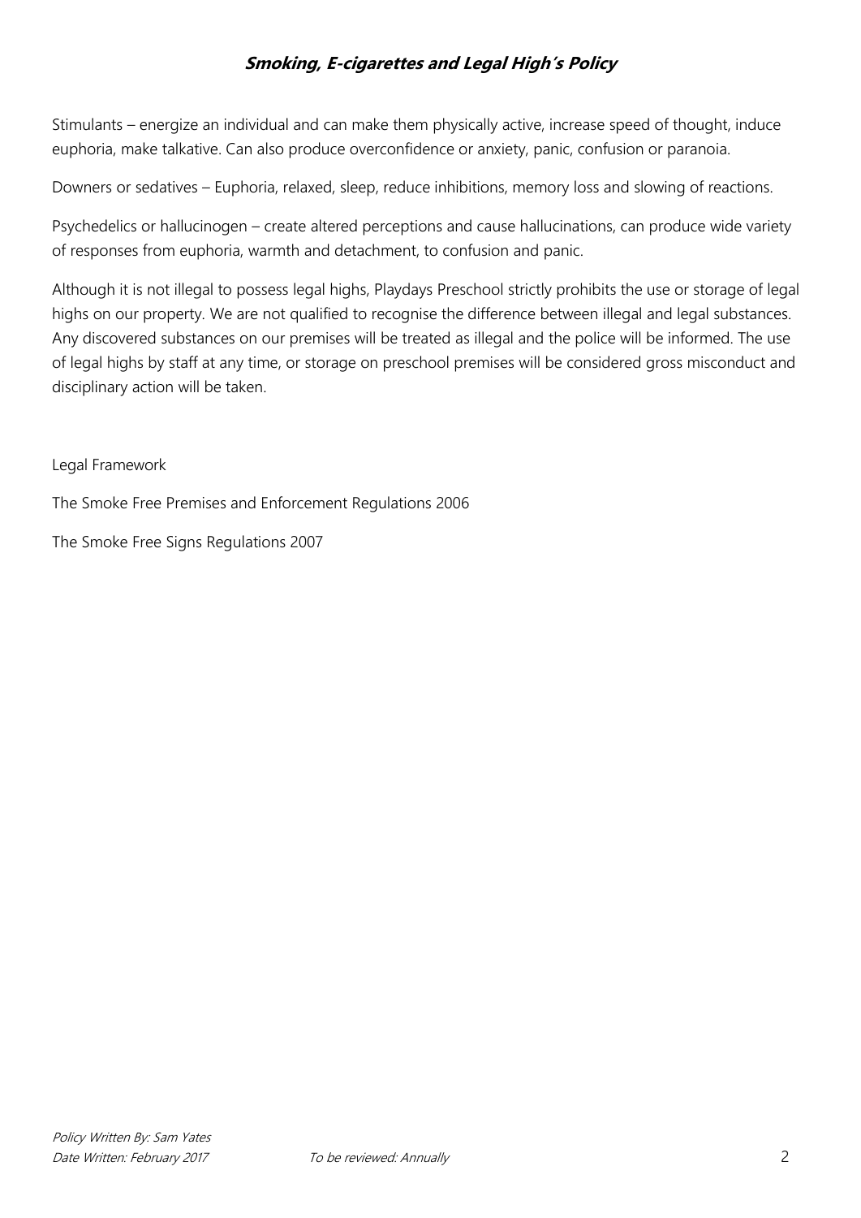Stimulants – energize an individual and can make them physically active, increase speed of thought, induce euphoria, make talkative. Can also produce overconfidence or anxiety, panic, confusion or paranoia.

Downers or sedatives – Euphoria, relaxed, sleep, reduce inhibitions, memory loss and slowing of reactions.

Psychedelics or hallucinogen – create altered perceptions and cause hallucinations, can produce wide variety of responses from euphoria, warmth and detachment, to confusion and panic.

Although it is not illegal to possess legal highs, Playdays Preschool strictly prohibits the use or storage of legal highs on our property. We are not qualified to recognise the difference between illegal and legal substances. Any discovered substances on our premises will be treated as illegal and the police will be informed. The use of legal highs by staff at any time, or storage on preschool premises will be considered gross misconduct and disciplinary action will be taken.

Legal Framework

The Smoke Free Premises and Enforcement Regulations 2006

The Smoke Free Signs Regulations 2007